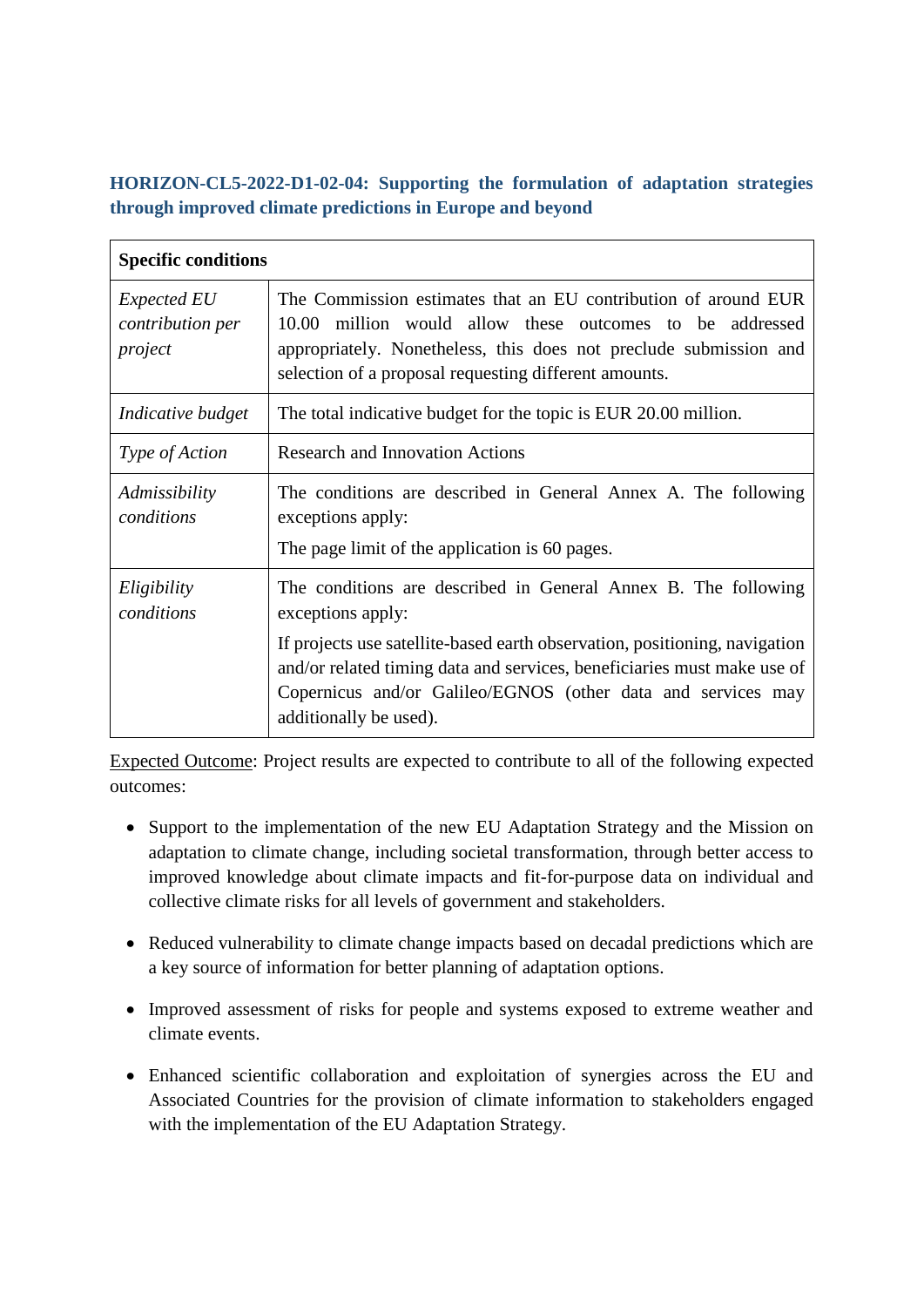### HORIZON-CL5-2022-D1-02-04: Supporting the formulation of adaptation strategies through improved climate predictions in Europe and beyond

| **Specific conditions** | |
|---|---|
| *Expected EU contribution per project* | The Commission estimates that an EU contribution of around EUR 10.00 million would allow these outcomes to be addressed appropriately. Nonetheless, this does not preclude submission and selection of a proposal requesting different amounts. |
| *Indicative budget* | The total indicative budget for the topic is EUR 20.00 million. |
| *Type of Action* | Research and Innovation Actions |
| *Admissibility conditions* | The conditions are described in General Annex A. The following exceptions apply:<br>The page limit of the application is 60 pages. |
| *Eligibility conditions* | The conditions are described in General Annex B. The following exceptions apply:<br>If projects use satellite-based earth observation, positioning, navigation and/or related timing data and services, beneficiaries must make use of Copernicus and/or Galileo/EGNOS (other data and services may additionally be used). |

<u>Expected Outcome</u>: Project results are expected to contribute to all of the following expected outcomes:

- Support to the implementation of the new EU Adaptation Strategy and the Mission on adaptation to climate change, including societal transformation, through better access to improved knowledge about climate impacts and fit-for-purpose data on individual and collective climate risks for all levels of government and stakeholders.
- Reduced vulnerability to climate change impacts based on decadal predictions which are a key source of information for better planning of adaptation options.
- Improved assessment of risks for people and systems exposed to extreme weather and climate events.
- Enhanced scientific collaboration and exploitation of synergies across the EU and Associated Countries for the provision of climate information to stakeholders engaged with the implementation of the EU Adaptation Strategy.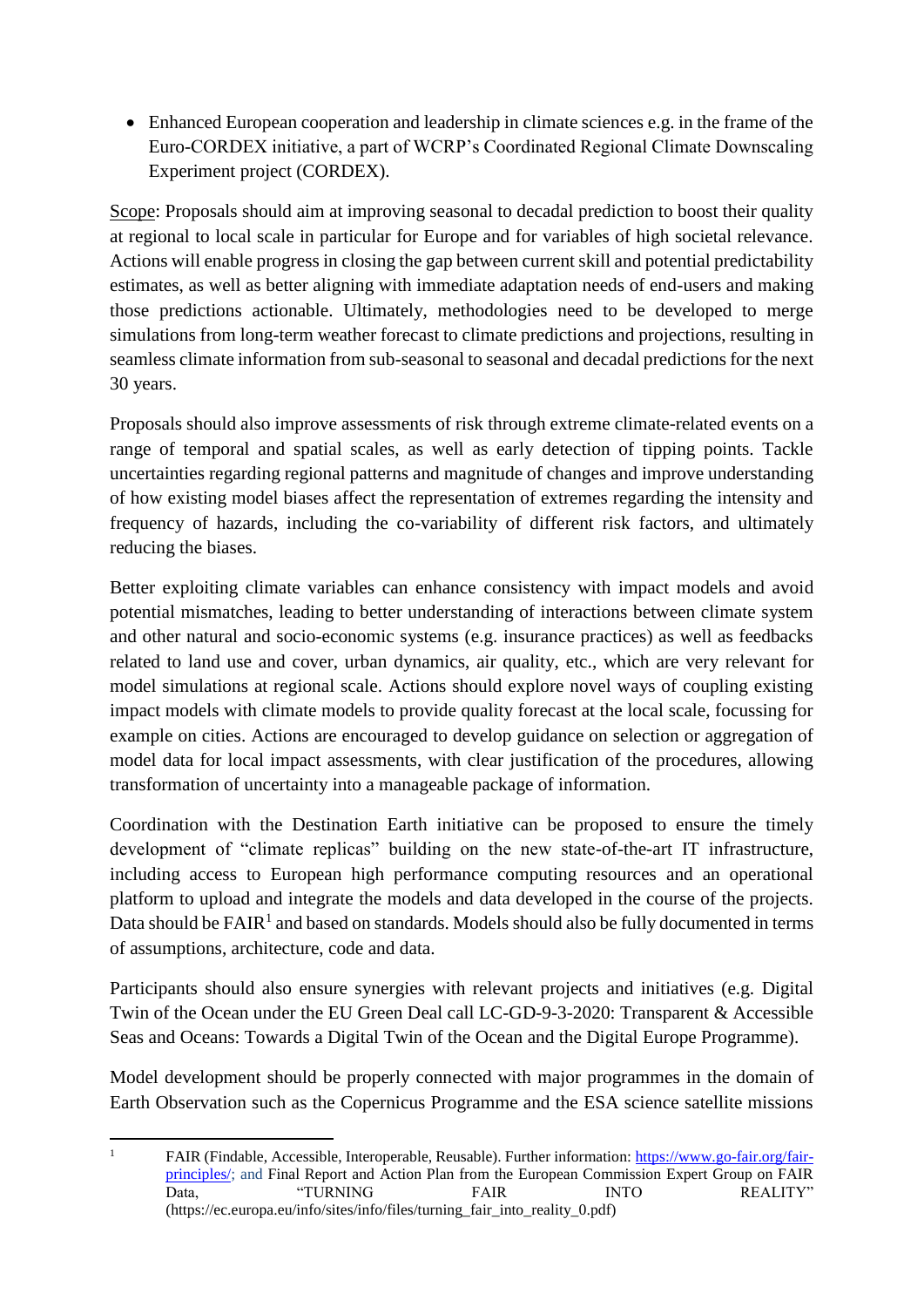- Enhanced European cooperation and leadership in climate sciences e.g. in the frame of the Euro-CORDEX initiative, a part of WCRP's Coordinated Regional Climate Downscaling Experiment project (CORDEX).

Scope: Proposals should aim at improving seasonal to decadal prediction to boost their quality at regional to local scale in particular for Europe and for variables of high societal relevance. Actions will enable progress in closing the gap between current skill and potential predictability estimates, as well as better aligning with immediate adaptation needs of end-users and making those predictions actionable. Ultimately, methodologies need to be developed to merge simulations from long-term weather forecast to climate predictions and projections, resulting in seamless climate information from sub-seasonal to seasonal and decadal predictions for the next 30 years.

Proposals should also improve assessments of risk through extreme climate-related events on a range of temporal and spatial scales, as well as early detection of tipping points. Tackle uncertainties regarding regional patterns and magnitude of changes and improve understanding of how existing model biases affect the representation of extremes regarding the intensity and frequency of hazards, including the co-variability of different risk factors, and ultimately reducing the biases.

Better exploiting climate variables can enhance consistency with impact models and avoid potential mismatches, leading to better understanding of interactions between climate system and other natural and socio-economic systems (e.g. insurance practices) as well as feedbacks related to land use and cover, urban dynamics, air quality, etc., which are very relevant for model simulations at regional scale. Actions should explore novel ways of coupling existing impact models with climate models to provide quality forecast at the local scale, focussing for example on cities. Actions are encouraged to develop guidance on selection or aggregation of model data for local impact assessments, with clear justification of the procedures, allowing transformation of uncertainty into a manageable package of information.

Coordination with the Destination Earth initiative can be proposed to ensure the timely development of "climate replicas" building on the new state-of-the-art IT infrastructure, including access to European high performance computing resources and an operational platform to upload and integrate the models and data developed in the course of the projects. Data should be FAIR[1] and based on standards. Models should also be fully documented in terms of assumptions, architecture, code and data.

Participants should also ensure synergies with relevant projects and initiatives (e.g. Digital Twin of the Ocean under the EU Green Deal call LC-GD-9-3-2020: Transparent & Accessible Seas and Oceans: Towards a Digital Twin of the Ocean and the Digital Europe Programme).

Model development should be properly connected with major programmes in the domain of Earth Observation such as the Copernicus Programme and the ESA science satellite missions

---

[1] FAIR (Findable, Accessible, Interoperable, Reusable). Further information: https://www.go-fair.org/fair-principles/; and Final Report and Action Plan from the European Commission Expert Group on FAIR Data, "TURNING FAIR INTO REALITY" (https://ec.europa.eu/info/sites/info/files/turning_fair_into_reality_0.pdf)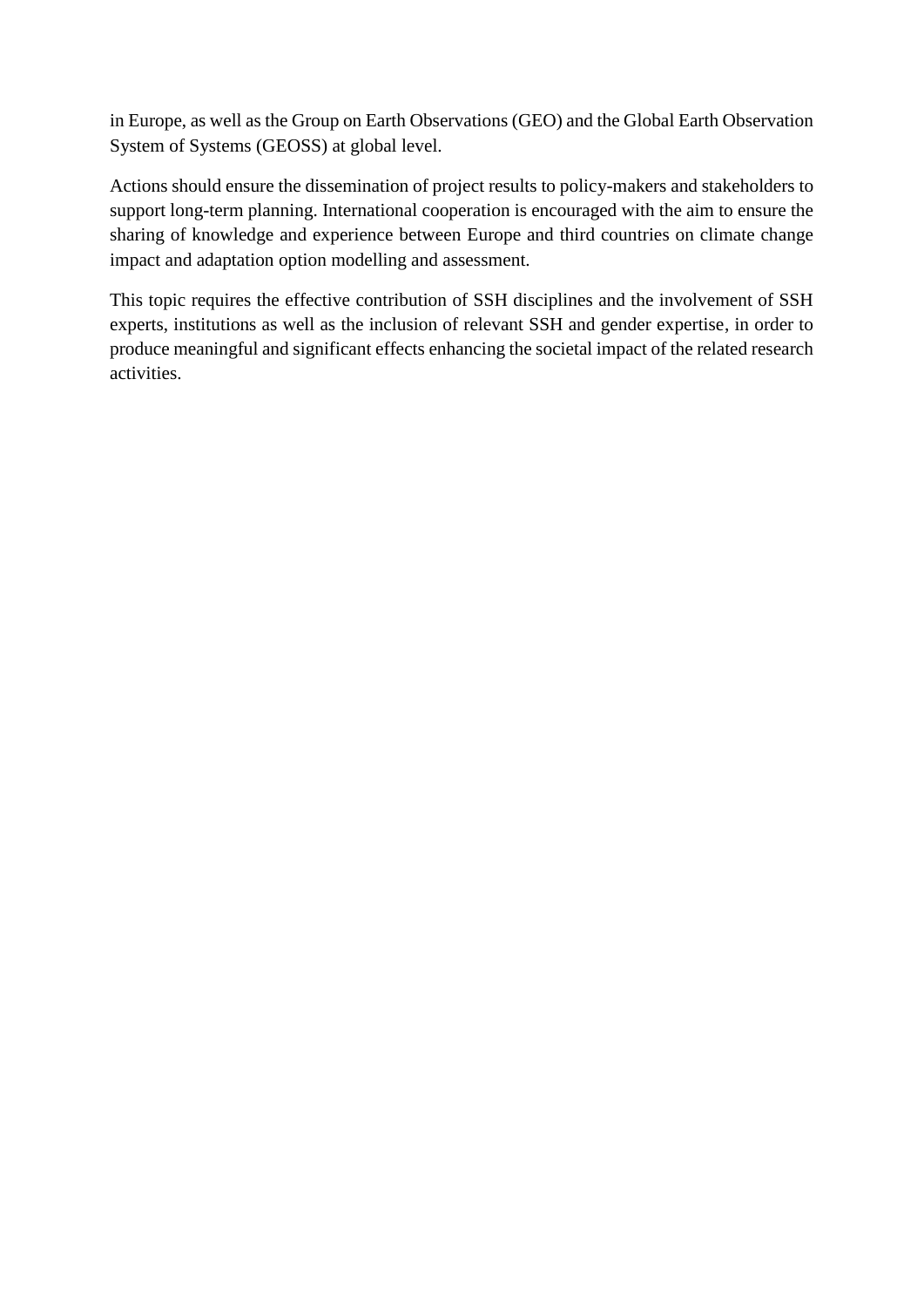in Europe, as well as the Group on Earth Observations (GEO) and the Global Earth Observation System of Systems (GEOSS) at global level.

Actions should ensure the dissemination of project results to policy-makers and stakeholders to support long-term planning. International cooperation is encouraged with the aim to ensure the sharing of knowledge and experience between Europe and third countries on climate change impact and adaptation option modelling and assessment.

This topic requires the effective contribution of SSH disciplines and the involvement of SSH experts, institutions as well as the inclusion of relevant SSH and gender expertise, in order to produce meaningful and significant effects enhancing the societal impact of the related research activities.